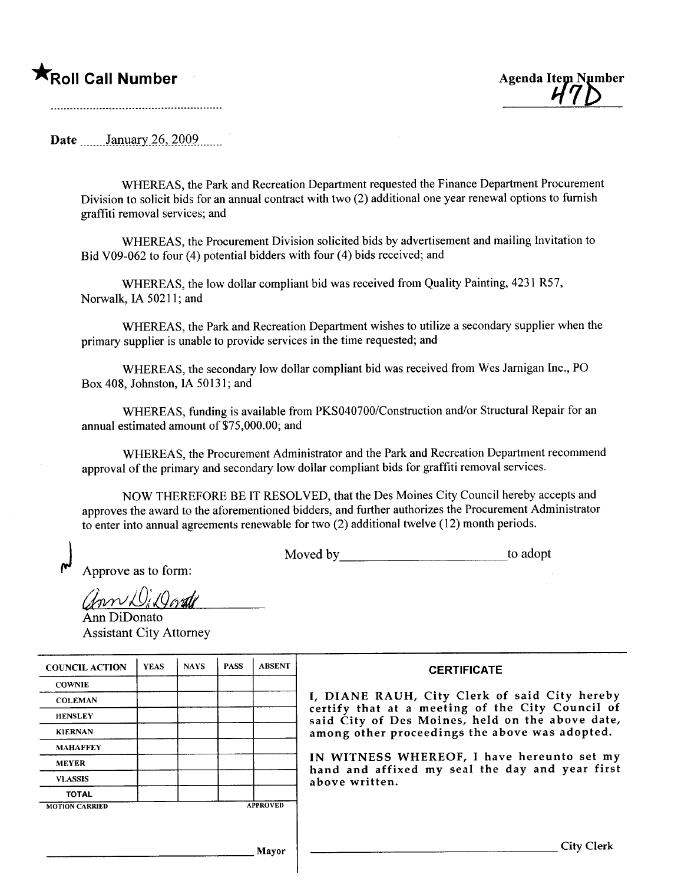★**Roll Call Number**

........................................................

**Agenda Item Number**
47D

**Date** January 26, 2009

WHEREAS, the Park and Recreation Department requested the Finance Department Procurement Division to solicit bids for an annual contract with two (2) additional one year renewal options to furnish graffiti removal services; and

WHEREAS, the Procurement Division solicited bids by advertisement and mailing Invitation to Bid V09-062 to four (4) potential bidders with four (4) bids received; and

WHEREAS, the low dollar compliant bid was received from Quality Painting, 4231 R57, Norwalk, IA 50211; and

WHEREAS, the Park and Recreation Department wishes to utilize a secondary supplier when the primary supplier is unable to provide services in the time requested; and

WHEREAS, the secondary low dollar compliant bid was received from Wes Jarnigan Inc., PO Box 408, Johnston, IA 50131; and

WHEREAS, funding is available from PKS040700/Construction and/or Structural Repair for an annual estimated amount of $75,000.00; and

WHEREAS, the Procurement Administrator and the Park and Recreation Department recommend approval of the primary and secondary low dollar compliant bids for graffiti removal services.

NOW THEREFORE BE IT RESOLVED, that the Des Moines City Council hereby accepts and approves the award to the aforementioned bidders, and further authorizes the Procurement Administrator to enter into annual agreements renewable for two (2) additional twelve (12) month periods.

Moved by________________________to adopt

Approve as to form:

Ann DiDonato
Ann DiDonato
Assistant City Attorney

| COUNCIL ACTION | YEAS | NAYS | PASS | ABSENT |
|---|---|---|---|---|
| COWNIE | | | | |
| COLEMAN | | | | |
| HENSLEY | | | | |
| KIERNAN | | | | |
| MAHAFFEY | | | | |
| MEYER | | | | |
| VLASSIS | | | | |
| TOTAL | | | | |
| MOTION CARRIED | | | | APPROVED |

________________________ Mayor

**CERTIFICATE**

I, DIANE RAUH, City Clerk of said City hereby certify that at a meeting of the City Council of said City of Des Moines, held on the above date, among other proceedings the above was adopted.

IN WITNESS WHEREOF, I have hereunto set my hand and affixed my seal the day and year first above written.

________________________ City Clerk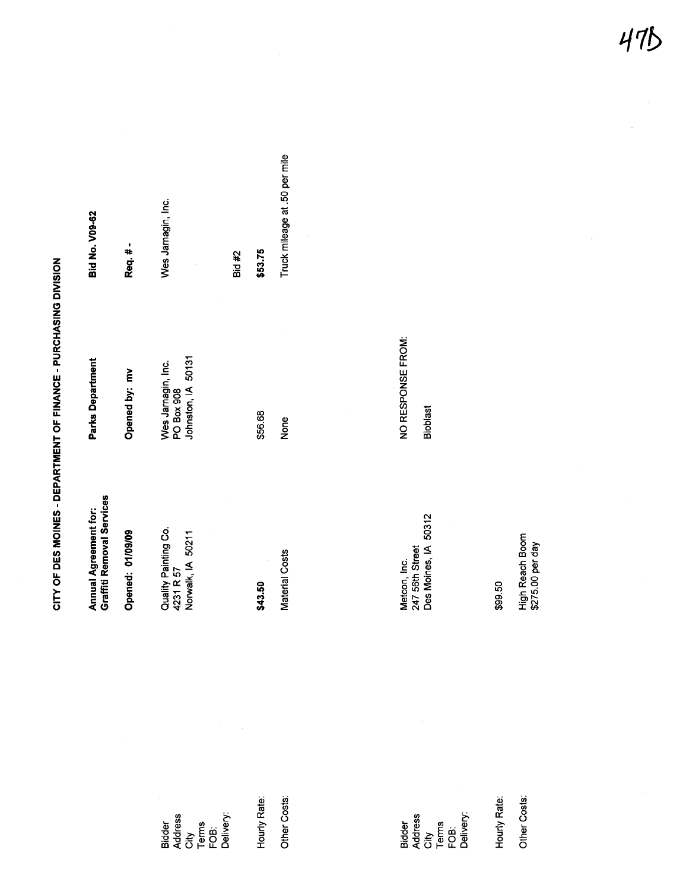47D

# CITY OF DES MOINES - DEPARTMENT OF FINANCE - PURCHASING DIVISION

| | | | |
|---|---|---|---|
| **Annual Agreement for: Graffiti Removal Services** | **Parks Department** | **Bid No. V09-62** | |
| **Opened: 01/09/09** | **Opened by: mv** | **Req. # -** | |

| | | | |
|---|---|---|---|
| Bidder<br>Address<br>City<br>Terms<br>FOB:<br>Delivery: | Quality Painting Co.<br>4231 R 57<br>Norwalk, IA 50211 | Wes Jarnagin, Inc.<br>PO Box 908<br>Johnston, IA 50131 | Wes Jarnagin, Inc.<br><br><br><br>Bid #2 |
| Hourly Rate: | **$43.50** | $56.68 | **$53.75** |
| Other Costs: | Material Costs | None | Truck mileage at .50 per mile |

| | | |
|---|---|---|
| Bidder<br>Address<br>City<br>Terms<br>FOB:<br>Delivery: | Metcon, Inc.<br>247 56th Street<br>Des Moines, IA 50312 | NO RESPONSE FROM:<br><br>Bioblast |
| Hourly Rate: | $99.50 | |
| Other Costs: | High Reach Boom<br>$275.00 per day | |